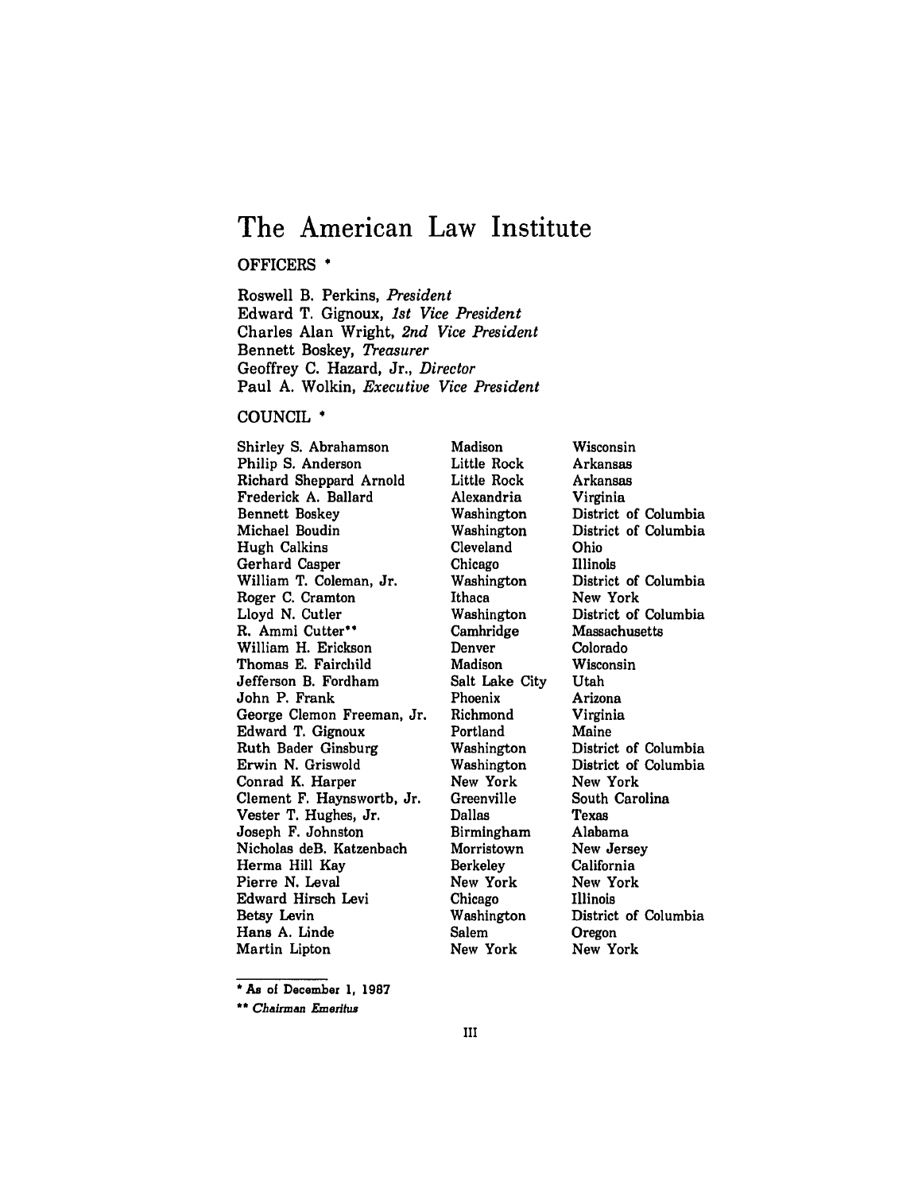# The American Law Institute

## OFFICERS *

Roswell B. Perkins, *President*
Edward T. Gignoux, *1st Vice President*
Charles Alan Wright, *2nd Vice President*
Bennett Boskey, *Treasurer*
Geoffrey C. Hazard, Jr., *Director*
Paul A. Wolkin, *Executive Vice President*

## COUNCIL *

| | | |
|---|---|---|
| Shirley S. Abrahamson | Madison | Wisconsin |
| Philip S. Anderson | Little Rock | Arkansas |
| Richard Sheppard Arnold | Little Rock | Arkansas |
| Frederick A. Ballard | Alexandria | Virginia |
| Bennett Boskey | Washington | District of Columbia |
| Michael Boudin | Washington | District of Columbia |
| Hugh Calkins | Cleveland | Ohio |
| Gerhard Casper | Chicago | Illinois |
| William T. Coleman, Jr. | Washington | District of Columbia |
| Roger C. Cramton | Ithaca | New York |
| Lloyd N. Cutler | Washington | District of Columbia |
| R. Ammi Cutter** | Camhridge | Massachusetts |
| William H. Erickson | Denver | Colorado |
| Thomas E. Fairchild | Madison | Wisconsin |
| Jefferson B. Fordham | Salt Lake City | Utah |
| John P. Frank | Phoenix | Arizona |
| George Clemon Freeman, Jr. | Richmond | Virginia |
| Edward T. Gignoux | Portland | Maine |
| Ruth Bader Ginsburg | Washington | District of Columbia |
| Erwin N. Griswold | Washington | District of Columbia |
| Conrad K. Harper | New York | New York |
| Clement F. Haynswortb, Jr. | Greenville | South Carolina |
| Vester T. Hughes, Jr. | Dallas | Texas |
| Joseph F. Johnston | Birmingham | Alabama |
| Nicholas deB. Katzenbach | Morristown | New Jersey |
| Herma Hill Kay | Berkeley | California |
| Pierre N. Leval | New York | New York |
| Edward Hirsch Levi | Chicago | Illinois |
| Betsy Levin | Washington | District of Columbia |
| Hans A. Linde | Salem | Oregon |
| Martin Lipton | New York | New York |

* As of December 1, 1987

** *Chairman Emeritus*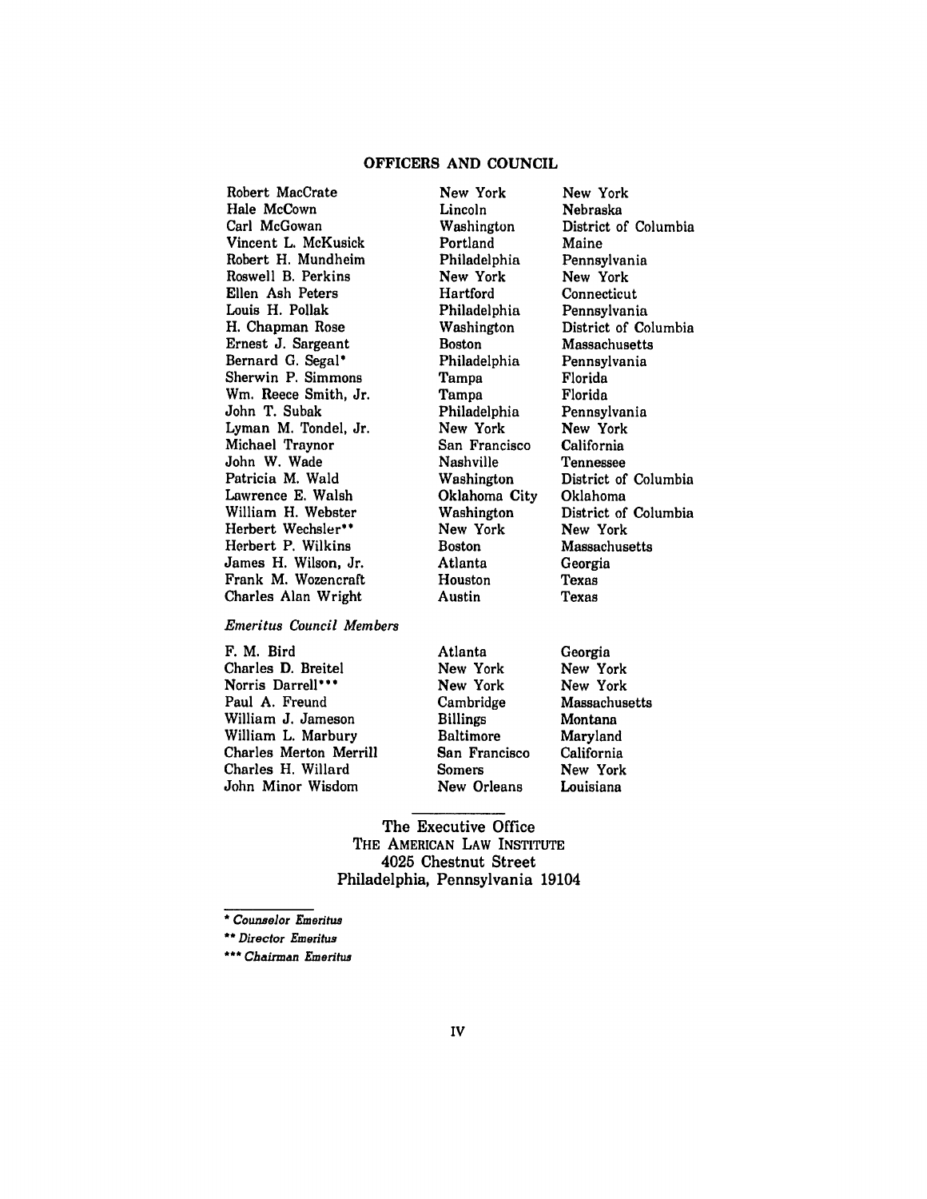## OFFICERS AND COUNCIL

| | | |
|---|---|---|
| Robert MacCrate | New York | New York |
| Hale McCown | Lincoln | Nebraska |
| Carl McGowan | Washington | District of Columbia |
| Vincent L. McKusick | Portland | Maine |
| Robert H. Mundheim | Philadelphia | Pennsylvania |
| Roswell B. Perkins | New York | New York |
| Ellen Ash Peters | Hartford | Connecticut |
| Louis H. Pollak | Philadelphia | Pennsylvania |
| H. Chapman Rose | Washington | District of Columbia |
| Ernest J. Sargeant | Boston | Massachusetts |
| Bernard G. Segal* | Philadelphia | Pennsylvania |
| Sherwin P. Simmons | Tampa | Florida |
| Wm. Reece Smith, Jr. | Tampa | Florida |
| John T. Subak | Philadelphia | Pennsylvania |
| Lyman M. Tondel, Jr. | New York | New York |
| Michael Traynor | San Francisco | California |
| John W. Wade | Nashville | Tennessee |
| Patricia M. Wald | Washington | District of Columbia |
| Lawrence E. Walsh | Oklahoma City | Oklahoma |
| William H. Webster | Washington | District of Columbia |
| Herbert Wechsler** | New York | New York |
| Herbert P. Wilkins | Boston | Massachusetts |
| James H. Wilson, Jr. | Atlanta | Georgia |
| Frank M. Wozencraft | Houston | Texas |
| Charles Alan Wright | Austin | Texas |

*Emeritus Council Members*

| | | |
|---|---|---|
| F. M. Bird | Atlanta | Georgia |
| Charles D. Breitel | New York | New York |
| Norris Darrell*** | New York | New York |
| Paul A. Freund | Cambridge | Massachusetts |
| William J. Jameson | Billings | Montana |
| William L. Marbury | Baltimore | Maryland |
| Charles Merton Merrill | San Francisco | California |
| Charles H. Willard | Somers | New York |
| John Minor Wisdom | New Orleans | Louisiana |

The Executive Office
THE AMERICAN LAW INSTITUTE
4025 Chestnut Street
Philadelphia, Pennsylvania 19104

\* *Counselor Emeritus*

\*\* *Director Emeritus*

\*\*\* *Chairman Emeritus*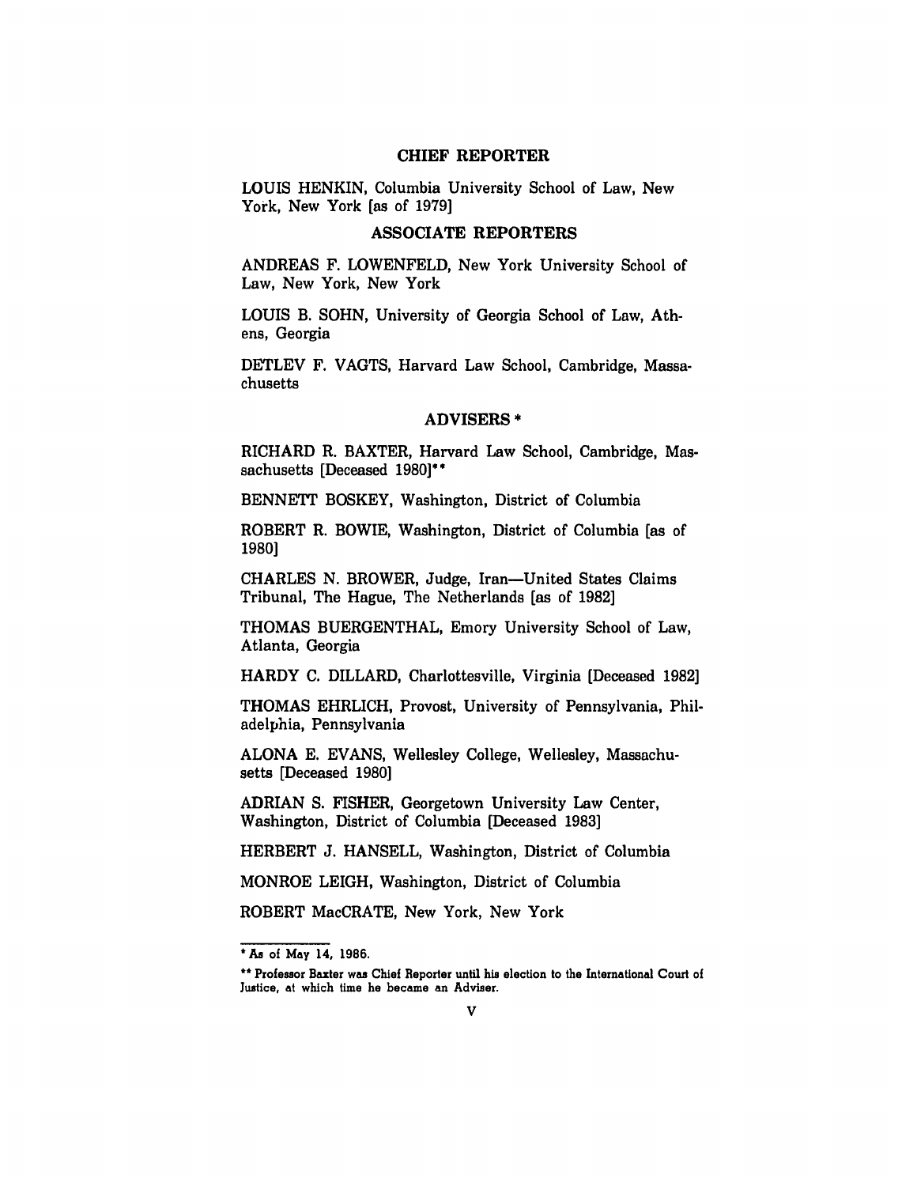## CHIEF REPORTER

LOUIS HENKIN, Columbia University School of Law, New York, New York [as of 1979]

## ASSOCIATE REPORTERS

ANDREAS F. LOWENFELD, New York University School of Law, New York, New York

LOUIS B. SOHN, University of Georgia School of Law, Athens, Georgia

DETLEV F. VAGTS, Harvard Law School, Cambridge, Massachusetts

## ADVISERS *

RICHARD R. BAXTER, Harvard Law School, Cambridge, Massachusetts [Deceased 1980]**

BENNETT BOSKEY, Washington, District of Columbia

ROBERT R. BOWIE, Washington, District of Columbia [as of 1980]

CHARLES N. BROWER, Judge, Iran—United States Claims Tribunal, The Hague, The Netherlands [as of 1982]

THOMAS BUERGENTHAL, Emory University School of Law, Atlanta, Georgia

HARDY C. DILLARD, Charlottesville, Virginia [Deceased 1982]

THOMAS EHRLICH, Provost, University of Pennsylvania, Philadelphia, Pennsylvania

ALONA E. EVANS, Wellesley College, Wellesley, Massachusetts [Deceased 1980]

ADRIAN S. FISHER, Georgetown University Law Center, Washington, District of Columbia [Deceased 1983]

HERBERT J. HANSELL, Washington, District of Columbia

MONROE LEIGH, Washington, District of Columbia

ROBERT MacCRATE, New York, New York

---

* As of May 14, 1986.

** Professor Baxter was Chief Reporter until his election to the International Court of Justice, at which time he became an Adviser.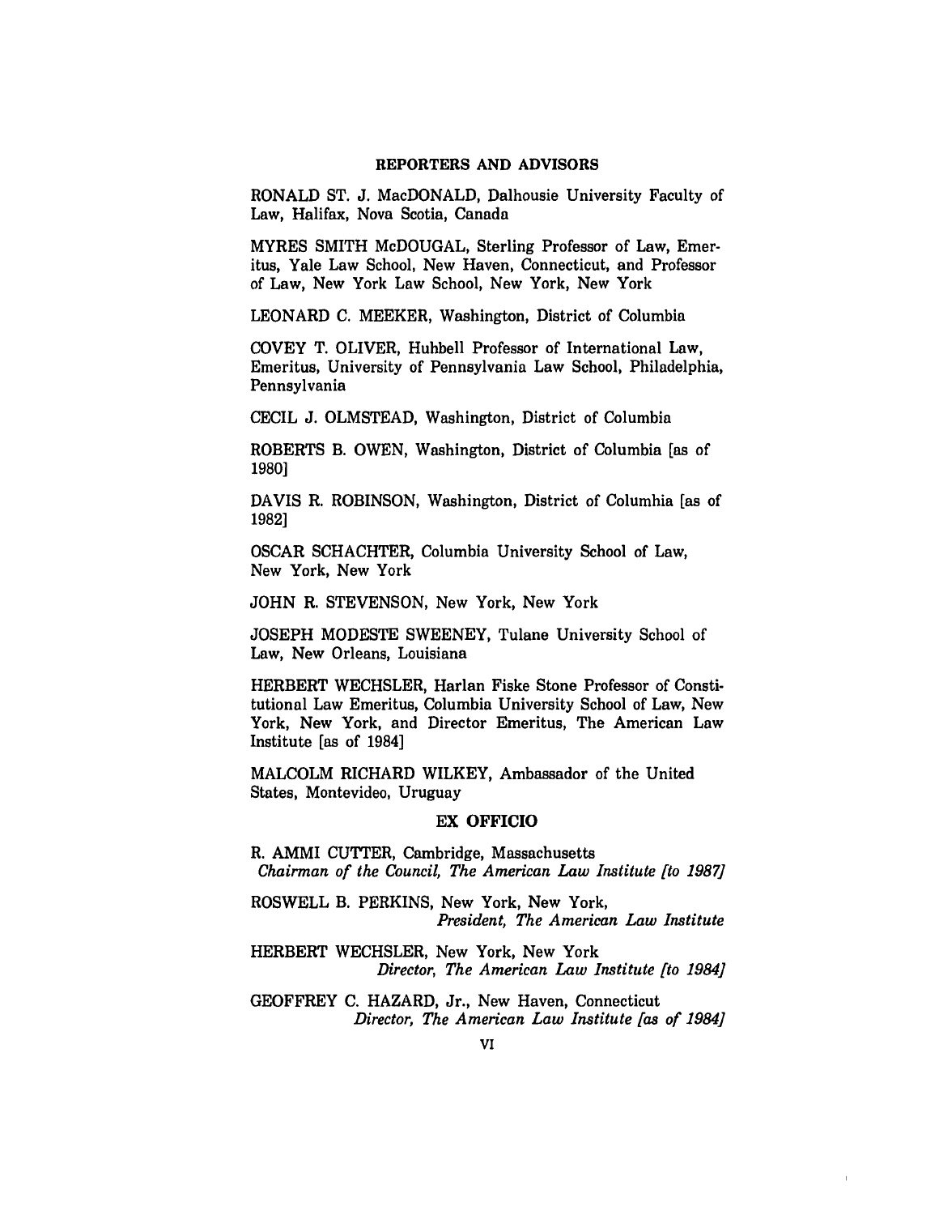## REPORTERS AND ADVISORS

RONALD ST. J. MacDONALD, Dalhousie University Faculty of Law, Halifax, Nova Scotia, Canada

MYRES SMITH McDOUGAL, Sterling Professor of Law, Emeritus, Yale Law School, New Haven, Connecticut, and Professor of Law, New York Law School, New York, New York

LEONARD C. MEEKER, Washington, District of Columbia

COVEY T. OLIVER, Hubbell Professor of International Law, Emeritus, University of Pennsylvania Law School, Philadelphia, Pennsylvania

CECIL J. OLMSTEAD, Washington, District of Columbia

ROBERTS B. OWEN, Washington, District of Columbia [as of 1980]

DAVIS R. ROBINSON, Washington, District of Columhia [as of 1982]

OSCAR SCHACHTER, Columbia University School of Law, New York, New York

JOHN R. STEVENSON, New York, New York

JOSEPH MODESTE SWEENEY, Tulane University School of Law, New Orleans, Louisiana

HERBERT WECHSLER, Harlan Fiske Stone Professor of Constitutional Law Emeritus, Columbia University School of Law, New York, New York, and Director Emeritus, The American Law Institute [as of 1984]

MALCOLM RICHARD WILKEY, Ambassador of the United States, Montevideo, Uruguay

## EX OFFICIO

R. AMMI CUTTER, Cambridge, Massachusetts
*Chairman of the Council, The American Law Institute [to 1987]*

ROSWELL B. PERKINS, New York, New York,
*President, The American Law Institute*

HERBERT WECHSLER, New York, New York
*Director, The American Law Institute [to 1984]*

GEOFFREY C. HAZARD, Jr., New Haven, Connecticut
*Director, The American Law Institute [as of 1984]*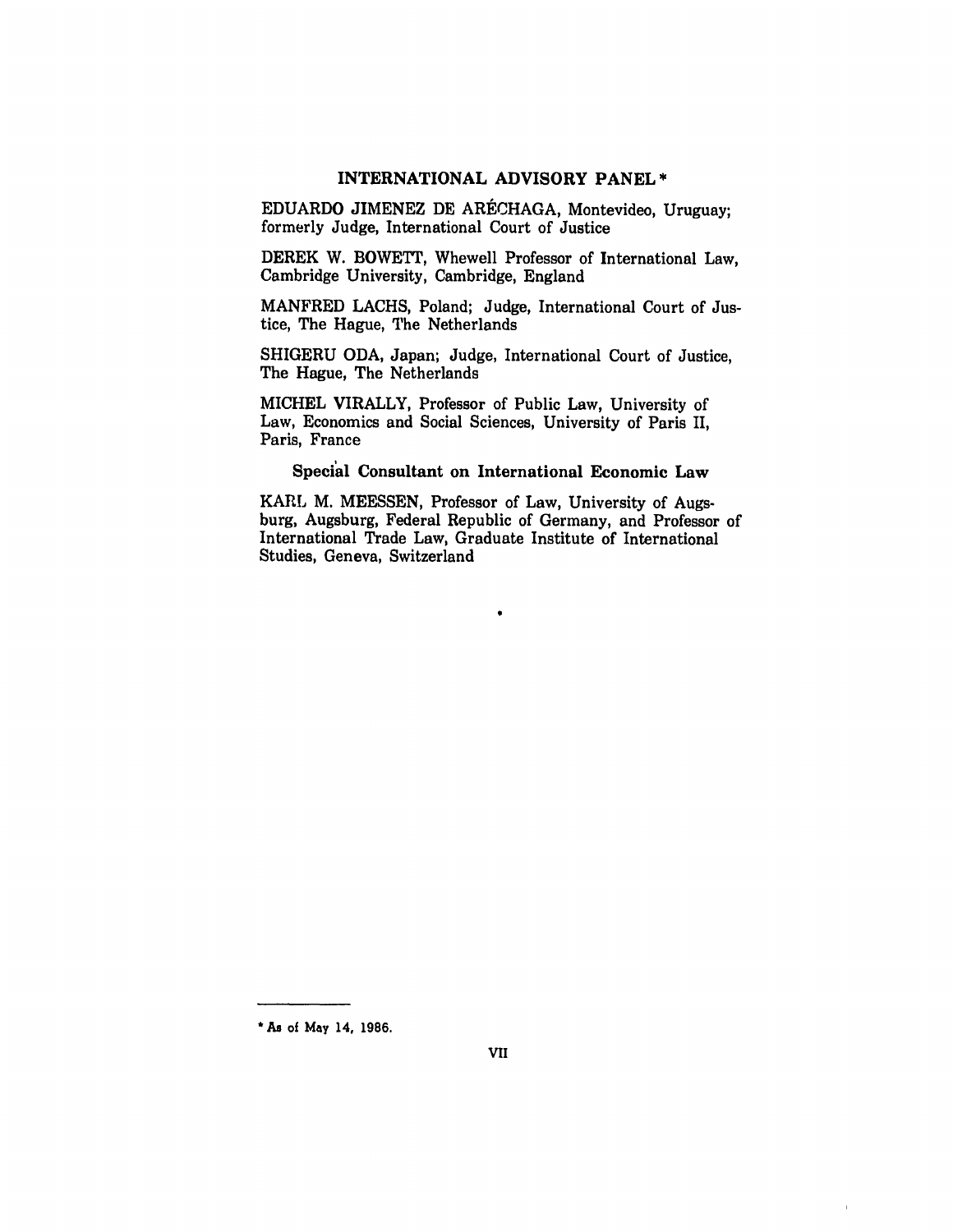## INTERNATIONAL ADVISORY PANEL *

EDUARDO JIMENEZ DE ARÉCHAGA, Montevideo, Uruguay; formerly Judge, International Court of Justice

DEREK W. BOWETT, Whewell Professor of International Law, Cambridge University, Cambridge, England

MANFRED LACHS, Poland; Judge, International Court of Justice, The Hague, The Netherlands

SHIGERU ODA, Japan; Judge, International Court of Justice, The Hague, The Netherlands

MICHEL VIRALLY, Professor of Public Law, University of Law, Economics and Social Sciences, University of Paris II, Paris, France

### Special Consultant on International Economic Law

KARL M. MEESSEN, Professor of Law, University of Augsburg, Augsburg, Federal Republic of Germany, and Professor of International Trade Law, Graduate Institute of International Studies, Geneva, Switzerland

* As of May 14, 1986.